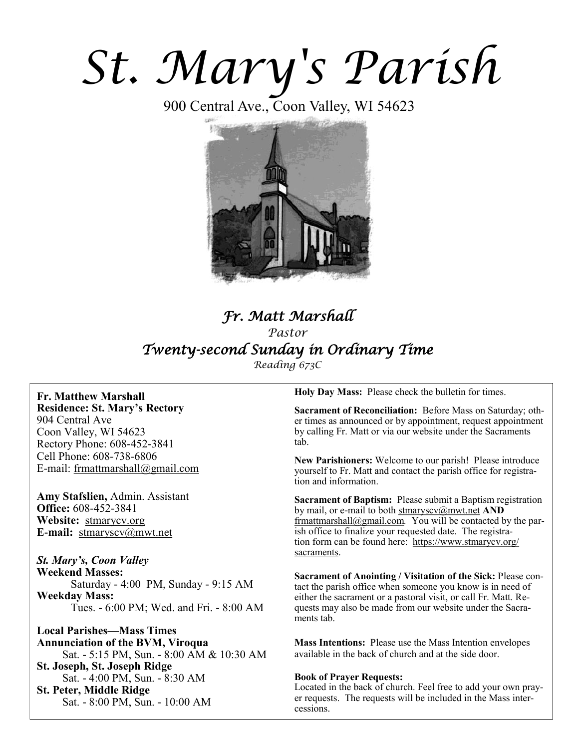# St. Mary's Parish

900 Central Ave., Coon Valley, WI 54623

## *Fr. Matt Marshall*

*Pastor*

## *Twenty-second Sunday in Ordinary Time*

*Reading 673C*

**Fr. Matthew Marshall**
**Residence: St. Mary's Rectory**
904 Central Ave
Coon Valley, WI 54623
Rectory Phone: 608-452-3841
Cell Phone: 608-738-6806
E-mail: frmattmarshall@gmail.com

**Amy Stafslien,** Admin. Assistant
**Office:** 608-452-3841
**Website:** stmarycv.org
**E-mail:** stmaryscv@mwt.net

***St. Mary's, Coon Valley***
**Weekend Masses:**
Saturday - 4:00 PM, Sunday - 9:15 AM
**Weekday Mass:**
Tues. - 6:00 PM; Wed. and Fri. - 8:00 AM

**Local Parishes—Mass Times**
**Annunciation of the BVM, Viroqua**
Sat. - 5:15 PM, Sun. - 8:00 AM & 10:30 AM
**St. Joseph, St. Joseph Ridge**
Sat. - 4:00 PM, Sun. - 8:30 AM
**St. Peter, Middle Ridge**
Sat. - 8:00 PM, Sun. - 10:00 AM

**Holy Day Mass:** Please check the bulletin for times.

**Sacrament of Reconciliation:** Before Mass on Saturday; other times as announced or by appointment, request appointment by calling Fr. Matt or via our website under the Sacraments tab.

**New Parishioners:** Welcome to our parish! Please introduce yourself to Fr. Matt and contact the parish office for registration and information.

**Sacrament of Baptism:** Please submit a Baptism registration by mail, or e-mail to both stmaryscv@mwt.net **AND** frmattmarshall@gmail.com. You will be contacted by the parish office to finalize your requested date. The registration form can be found here: https://www.stmarycv.org/sacraments.

**Sacrament of Anointing / Visitation of the Sick:** Please contact the parish office when someone you know is in need of either the sacrament or a pastoral visit, or call Fr. Matt. Requests may also be made from our website under the Sacraments tab.

**Mass Intentions:** Please use the Mass Intention envelopes available in the back of church and at the side door.

**Book of Prayer Requests:**
Located in the back of church. Feel free to add your own prayer requests. The requests will be included in the Mass intercessions.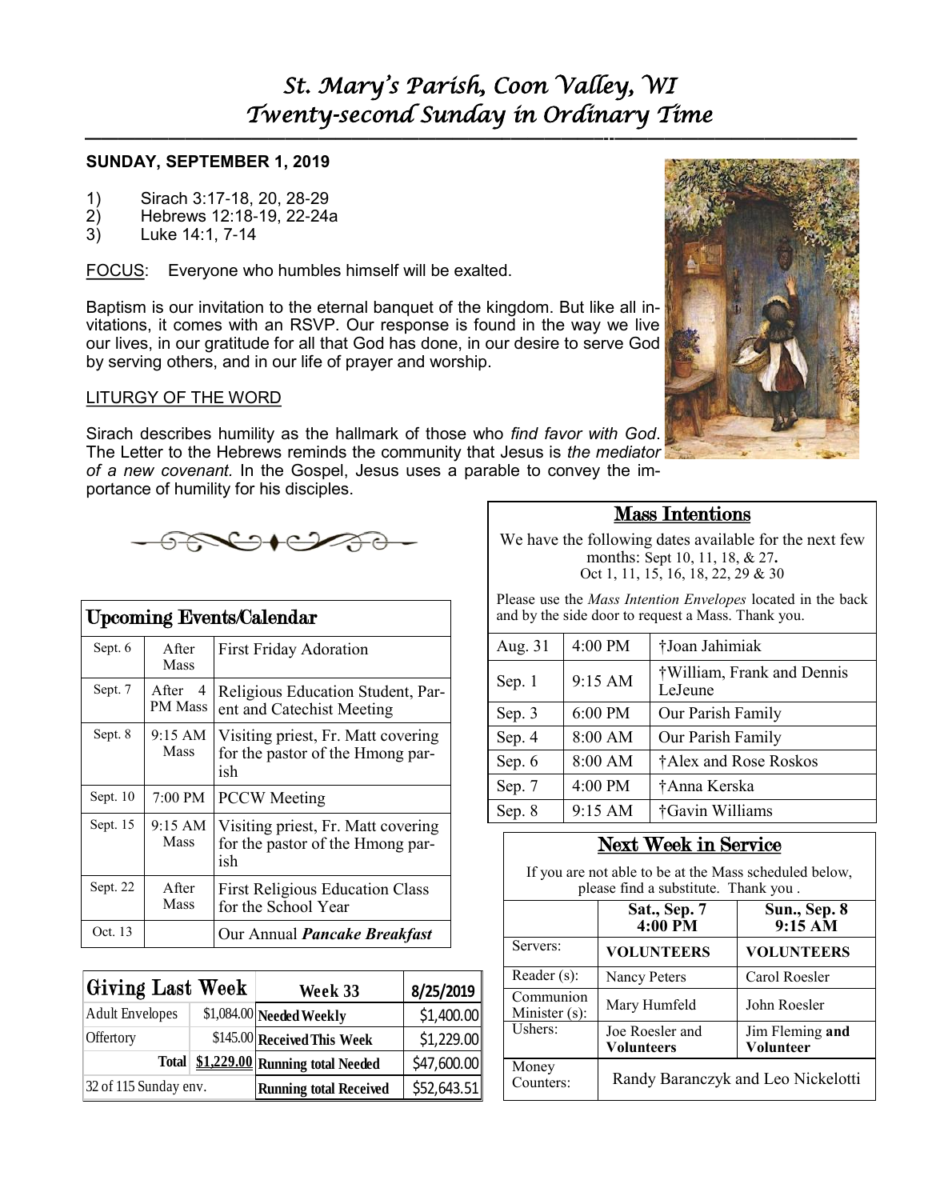# St. Mary's Parish, Coon Valley, WI
# Twenty-second Sunday in Ordinary Time

**SUNDAY, SEPTEMBER 1, 2019**

1) Sirach 3:17-18, 20, 28-29
2) Hebrews 12:18-19, 22-24a
3) Luke 14:1, 7-14

FOCUS: Everyone who humbles himself will be exalted.

Baptism is our invitation to the eternal banquet of the kingdom. But like all invitations, it comes with an RSVP. Our response is found in the way we live our lives, in our gratitude for all that God has done, in our desire to serve God by serving others, and in our life of prayer and worship.

LITURGY OF THE WORD

Sirach describes humility as the hallmark of those who *find favor with God*. The Letter to the Hebrews reminds the community that Jesus is *the mediator of a new covenant*. In the Gospel, Jesus uses a parable to convey the importance of humility for his disciples.

## Upcoming Events/Calendar

| | | |
|---|---|---|
| Sept. 6 | After Mass | First Friday Adoration |
| Sept. 7 | After 4 PM Mass | Religious Education Student, Parent and Catechist Meeting |
| Sept. 8 | 9:15 AM Mass | Visiting priest, Fr. Matt covering for the pastor of the Hmong parish |
| Sept. 10 | 7:00 PM | PCCW Meeting |
| Sept. 15 | 9:15 AM Mass | Visiting priest, Fr. Matt covering for the pastor of the Hmong parish |
| Sept. 22 | After Mass | First Religious Education Class for the School Year |
| Oct. 13 | | Our Annual ***Pancake Breakfast*** |

| Giving Last Week | | Week 33 | 8/25/2019 |
|---|---|---|---|
| Adult Envelopes | $1,084.00 | **Needed Weekly** | $1,400.00 |
| Offertory | $145.00 | **Received This Week** | $1,229.00 |
| **Total** | **$1,229.00** | **Running total Needed** | $47,600.00 |
| 32 of 115 Sunday env. | | **Running total Received** | $52,643.51 |

## Mass Intentions

We have the following dates available for the next few months: Sept 10, 11, 18, & 27.
Oct 1, 11, 15, 16, 18, 22, 29 & 30

Please use the *Mass Intention Envelopes* located in the back and by the side door to request a Mass. Thank you.

| | | |
|---|---|---|
| Aug. 31 | 4:00 PM | †Joan Jahimiak |
| Sep. 1 | 9:15 AM | †William, Frank and Dennis LeJeune |
| Sep. 3 | 6:00 PM | Our Parish Family |
| Sep. 4 | 8:00 AM | Our Parish Family |
| Sep. 6 | 8:00 AM | †Alex and Rose Roskos |
| Sep. 7 | 4:00 PM | †Anna Kerska |
| Sep. 8 | 9:15 AM | †Gavin Williams |

## Next Week in Service

If you are not able to be at the Mass scheduled below, please find a substitute. Thank you .

| | Sat., Sep. 7 4:00 PM | Sun., Sep. 8 9:15 AM |
|---|---|---|
| Servers: | **VOLUNTEERS** | **VOLUNTEERS** |
| Reader (s): | Nancy Peters | Carol Roesler |
| Communion Minister (s): | Mary Humfeld | John Roesler |
| Ushers: | Joe Roesler and **Volunteers** | Jim Fleming **and Volunteer** |
| Money Counters: | Randy Baranczyk and Leo Nickelotti | |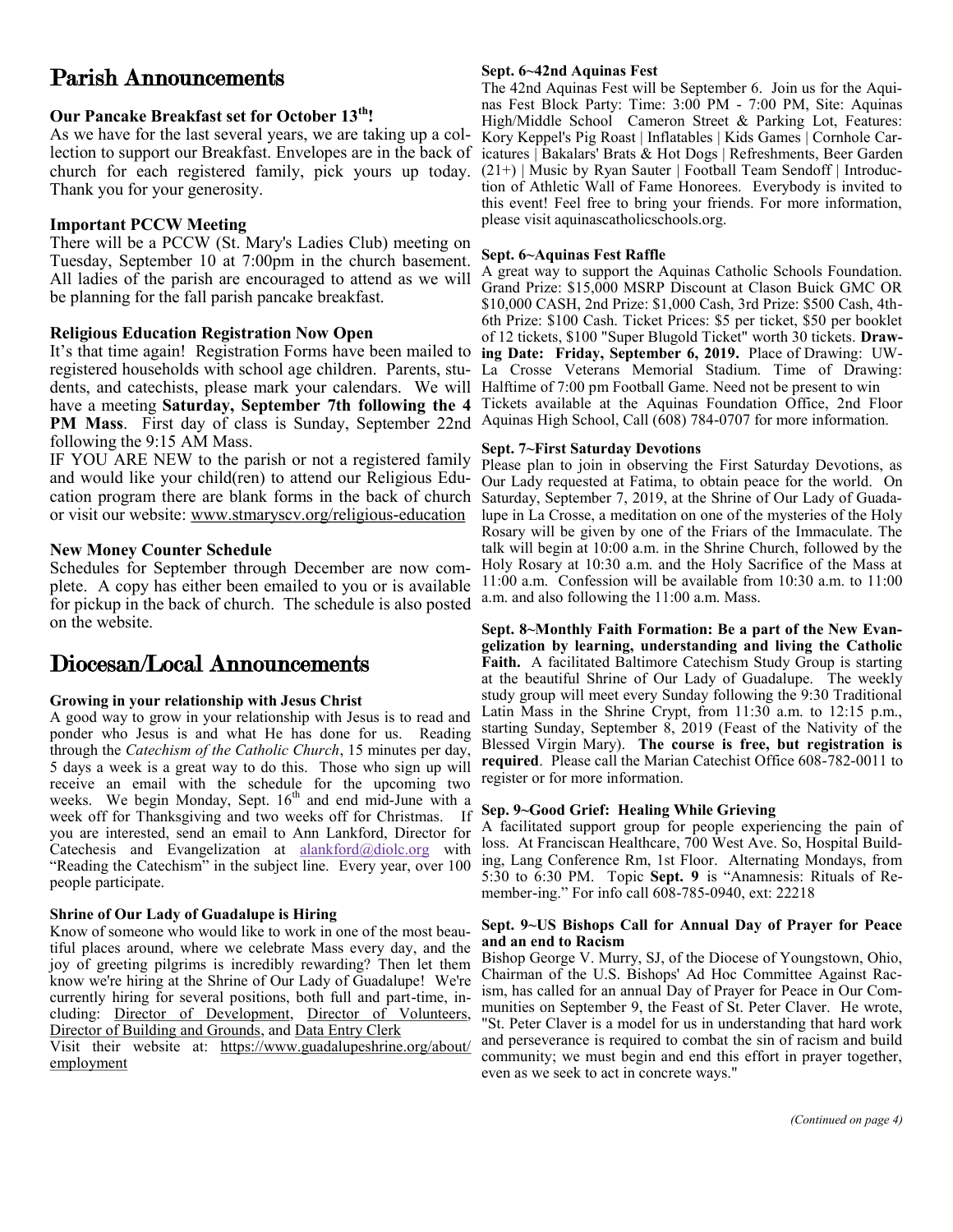# Parish Announcements

### Our Pancake Breakfast set for October 13th!

As we have for the last several years, we are taking up a collection to support our Breakfast. Envelopes are in the back of church for each registered family, pick yours up today. Thank you for your generosity.

### Important PCCW Meeting

There will be a PCCW (St. Mary's Ladies Club) meeting on Tuesday, September 10 at 7:00pm in the church basement. All ladies of the parish are encouraged to attend as we will be planning for the fall parish pancake breakfast.

### Religious Education Registration Now Open

It's that time again! Registration Forms have been mailed to registered households with school age children. Parents, students, and catechists, please mark your calendars. We will have a meeting **Saturday, September 7th following the 4 PM Mass**. First day of class is Sunday, September 22nd following the 9:15 AM Mass.

IF YOU ARE NEW to the parish or not a registered family and would like your child(ren) to attend our Religious Education program there are blank forms in the back of church or visit our website: www.stmaryscv.org/religious-education

### New Money Counter Schedule

Schedules for September through December are now complete. A copy has either been emailed to you or is available for pickup in the back of church. The schedule is also posted on the website.

# Diocesan/Local Announcements

### Growing in your relationship with Jesus Christ

A good way to grow in your relationship with Jesus is to read and ponder who Jesus is and what He has done for us. Reading through the *Catechism of the Catholic Church*, 15 minutes per day, 5 days a week is a great way to do this. Those who sign up will receive an email with the schedule for the upcoming two weeks. We begin Monday, Sept. 16th and end mid-June with a week off for Thanksgiving and two weeks off for Christmas. If you are interested, send an email to Ann Lankford, Director for Catechesis and Evangelization at alankford@diolc.org with "Reading the Catechism" in the subject line. Every year, over 100 people participate.

### Shrine of Our Lady of Guadalupe is Hiring

Know of someone who would like to work in one of the most beautiful places around, where we celebrate Mass every day, and the joy of greeting pilgrims is incredibly rewarding? Then let them know we're hiring at the Shrine of Our Lady of Guadalupe! We're currently hiring for several positions, both full and part-time, including: Director of Development, Director of Volunteers, Director of Building and Grounds, and Data Entry Clerk

Visit their website at: https://www.guadalupeshrine.org/about/employment

### Sept. 6~42nd Aquinas Fest

The 42nd Aquinas Fest will be September 6. Join us for the Aquinas Fest Block Party: Time: 3:00 PM - 7:00 PM, Site: Aquinas High/Middle School Cameron Street & Parking Lot, Features: Kory Keppel's Pig Roast | Inflatables | Kids Games | Cornhole Caricatures | Bakalars' Brats & Hot Dogs | Refreshments, Beer Garden (21+) | Music by Ryan Sauter | Football Team Sendoff | Introduction of Athletic Wall of Fame Honorees. Everybody is invited to this event! Feel free to bring your friends. For more information, please visit aquinascatholicschools.org.

### Sept. 6~Aquinas Fest Raffle

A great way to support the Aquinas Catholic Schools Foundation. Grand Prize: $15,000 MSRP Discount at Clason Buick GMC OR $10,000 CASH, 2nd Prize: $1,000 Cash, 3rd Prize: $500 Cash, 4th-6th Prize: $100 Cash. Ticket Prices: $5 per ticket, $50 per booklet of 12 tickets, $100 "Super Blugold Ticket" worth 30 tickets. **Drawing Date: Friday, September 6, 2019.** Place of Drawing: UW-La Crosse Veterans Memorial Stadium. Time of Drawing: Halftime of 7:00 pm Football Game. Need not be present to win Tickets available at the Aquinas Foundation Office, 2nd Floor Aquinas High School, Call (608) 784-0707 for more information.

### Sept. 7~First Saturday Devotions

Please plan to join in observing the First Saturday Devotions, as Our Lady requested at Fatima, to obtain peace for the world. On Saturday, September 7, 2019, at the Shrine of Our Lady of Guadalupe in La Crosse, a meditation on one of the mysteries of the Holy Rosary will be given by one of the Friars of the Immaculate. The talk will begin at 10:00 a.m. in the Shrine Church, followed by the Holy Rosary at 10:30 a.m. and the Holy Sacrifice of the Mass at 11:00 a.m. Confession will be available from 10:30 a.m. to 11:00 a.m. and also following the 11:00 a.m. Mass.

**Sept. 8~Monthly Faith Formation: Be a part of the New Evangelization by learning, understanding and living the Catholic Faith.** A facilitated Baltimore Catechism Study Group is starting at the beautiful Shrine of Our Lady of Guadalupe. The weekly study group will meet every Sunday following the 9:30 Traditional Latin Mass in the Shrine Crypt, from 11:30 a.m. to 12:15 p.m., starting Sunday, September 8, 2019 (Feast of the Nativity of the Blessed Virgin Mary). **The course is free, but registration is required**. Please call the Marian Catechist Office 608-782-0011 to register or for more information.

### Sep. 9~Good Grief: Healing While Grieving

A facilitated support group for people experiencing the pain of loss. At Franciscan Healthcare, 700 West Ave. So, Hospital Building, Lang Conference Rm, 1st Floor. Alternating Mondays, from 5:30 to 6:30 PM. Topic **Sept. 9** is "Anamnesis: Rituals of Remember-ing." For info call 608-785-0940, ext: 22218

### Sept. 9~US Bishops Call for Annual Day of Prayer for Peace and an end to Racism

Bishop George V. Murry, SJ, of the Diocese of Youngstown, Ohio, Chairman of the U.S. Bishops' Ad Hoc Committee Against Racism, has called for an annual Day of Prayer for Peace in Our Communities on September 9, the Feast of St. Peter Claver. He wrote, "St. Peter Claver is a model for us in understanding that hard work and perseverance is required to combat the sin of racism and build community; we must begin and end this effort in prayer together, even as we seek to act in concrete ways."

*(Continued on page 4)*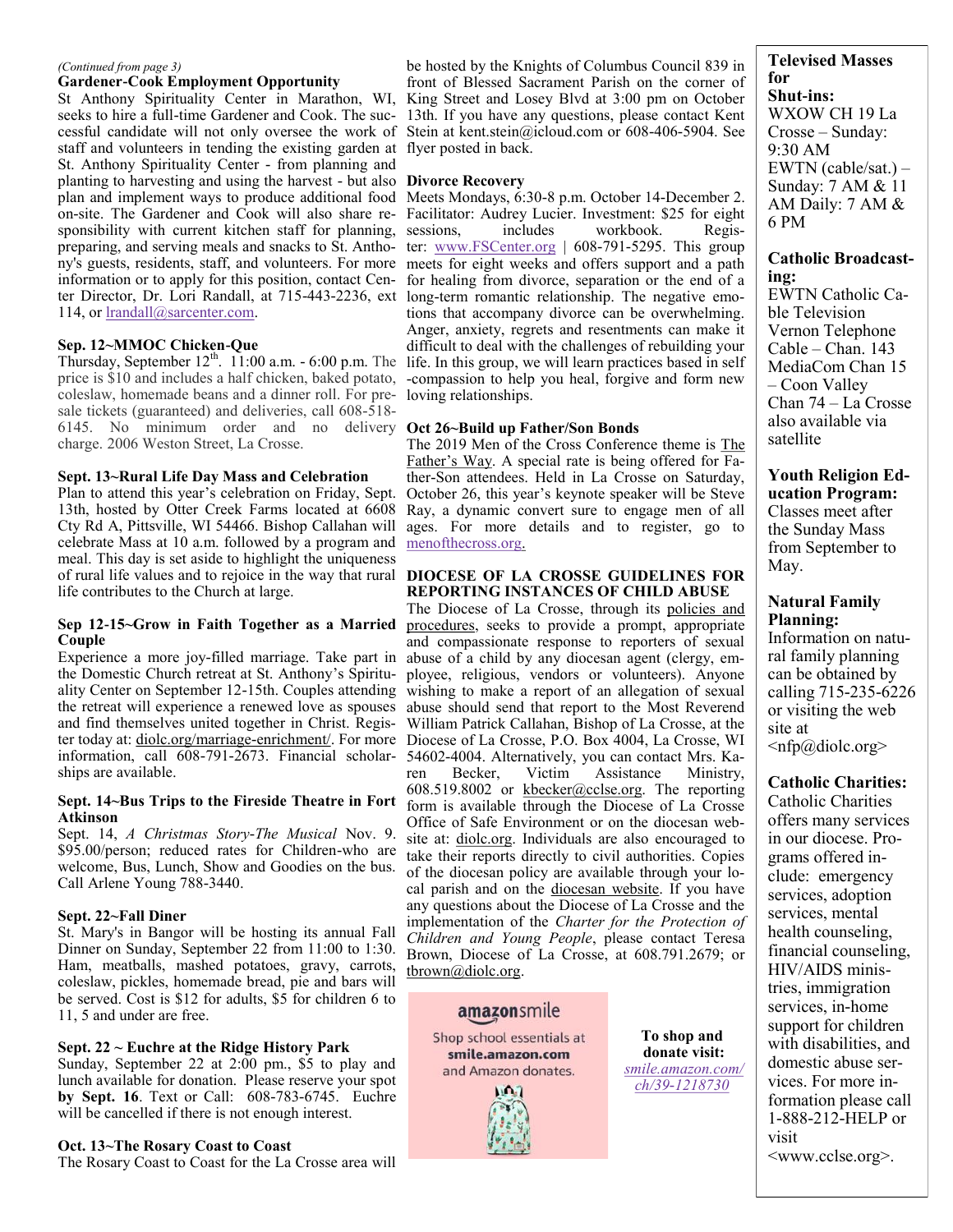*(Continued from page 3)*

**Gardener-Cook Employment Opportunity**

St Anthony Spirituality Center in Marathon, WI, seeks to hire a full-time Gardener and Cook. The successful candidate will not only oversee the work of staff and volunteers in tending the existing garden at St. Anthony Spirituality Center - from planning and planting to harvesting and using the harvest - but also plan and implement ways to produce additional food on-site. The Gardener and Cook will also share responsibility with current kitchen staff for planning, preparing, and serving meals and snacks to St. Anthony's guests, residents, staff, and volunteers. For more information or to apply for this position, contact Center Director, Dr. Lori Randall, at 715-443-2236, ext 114, or lrandall@sarcenter.com.

**Sep. 12~MMOC Chicken-Que**

Thursday, September 12th. 11:00 a.m. - 6:00 p.m. The price is $10 and includes a half chicken, baked potato, coleslaw, homemade beans and a dinner roll. For pre-sale tickets (guaranteed) and deliveries, call 608-518-6145. No minimum order and no delivery charge. 2006 Weston Street, La Crosse.

**Sept. 13~Rural Life Day Mass and Celebration**

Plan to attend this year's celebration on Friday, Sept. 13th, hosted by Otter Creek Farms located at 6608 Cty Rd A, Pittsville, WI 54466. Bishop Callahan will celebrate Mass at 10 a.m. followed by a program and meal. This day is set aside to highlight the uniqueness of rural life values and to rejoice in the way that rural life contributes to the Church at large.

**Sep 12-15~Grow in Faith Together as a Married Couple**

Experience a more joy-filled marriage. Take part in the Domestic Church retreat at St. Anthony's Spirituality Center on September 12-15th. Couples attending the retreat will experience a renewed love as spouses and find themselves united together in Christ. Register today at: diolc.org/marriage-enrichment/. For more information, call 608-791-2673. Financial scholarships are available.

**Sept. 14~Bus Trips to the Fireside Theatre in Fort Atkinson**

Sept. 14, *A Christmas Story-The Musical* Nov. 9. $95.00/person; reduced rates for Children-who are welcome, Bus, Lunch, Show and Goodies on the bus. Call Arlene Young 788-3440.

**Sept. 22~Fall Diner**

St. Mary's in Bangor will be hosting its annual Fall Dinner on Sunday, September 22 from 11:00 to 1:30. Ham, meatballs, mashed potatoes, gravy, carrots, coleslaw, pickles, homemade bread, pie and bars will be served. Cost is $12 for adults, $5 for children 6 to 11, 5 and under are free.

**Sept. 22 ~ Euchre at the Ridge History Park**

Sunday, September 22 at 2:00 pm., $5 to play and lunch available for donation. Please reserve your spot **by Sept. 16**. Text or Call: 608-783-6745. Euchre will be cancelled if there is not enough interest.

**Oct. 13~The Rosary Coast to Coast**

The Rosary Coast to Coast for the La Crosse area will be hosted by the Knights of Columbus Council 839 in front of Blessed Sacrament Parish on the corner of King Street and Losey Blvd at 3:00 pm on October 13th. If you have any questions, please contact Kent Stein at kent.stein@icloud.com or 608-406-5904. See flyer posted in back.

**Divorce Recovery**

Meets Mondays, 6:30-8 p.m. October 14-December 2. Facilitator: Audrey Lucier. Investment: $25 for eight sessions, includes workbook. Register: www.FSCenter.org | 608-791-5295. This group meets for eight weeks and offers support and a path for healing from divorce, separation or the end of a long-term romantic relationship. The negative emotions that accompany divorce can be overwhelming. Anger, anxiety, regrets and resentments can make it difficult to deal with the challenges of rebuilding your life. In this group, we will learn practices based in self-compassion to help you heal, forgive and form new loving relationships.

**Oct 26~Build up Father/Son Bonds**

The 2019 Men of the Cross Conference theme is The Father's Way. A special rate is being offered for Father-Son attendees. Held in La Crosse on Saturday, October 26, this year's keynote speaker will be Steve Ray, a dynamic convert sure to engage men of all ages. For more details and to register, go to menofthecross.org.

**DIOCESE OF LA CROSSE GUIDELINES FOR REPORTING INSTANCES OF CHILD ABUSE**

The Diocese of La Crosse, through its policies and procedures, seeks to provide a prompt, appropriate and compassionate response to reporters of sexual abuse of a child by any diocesan agent (clergy, employee, religious, vendors or volunteers). Anyone wishing to make a report of an allegation of sexual abuse should send that report to the Most Reverend William Patrick Callahan, Bishop of La Crosse, at the Diocese of La Crosse, P.O. Box 4004, La Crosse, WI 54602-4004. Alternatively, you can contact Mrs. Karen Becker, Victim Assistance Ministry, 608.519.8002 or kbecker@cclse.org. The reporting form is available through the Diocese of La Crosse Office of Safe Environment or on the diocesan website at: diolc.org. Individuals are also encouraged to take their reports directly to civil authorities. Copies of the diocesan policy are available through your local parish and on the diocesan website. If you have any questions about the Diocese of La Crosse and the implementation of the *Charter for the Protection of Children and Young People*, please contact Teresa Brown, Diocese of La Crosse, at 608.791.2679; or tbrown@diolc.org.

amazonsmile

Shop school essentials at **smile.amazon.com** and Amazon donates.

**To shop and donate visit:**
*smile.amazon.com/ch/39-1218730*

**Televised Masses for Shut-ins:**
WXOW CH 19 La Crosse – Sunday: 9:30 AM
EWTN (cable/sat.) – Sunday: 7 AM & 11 AM Daily: 7 AM & 6 PM

**Catholic Broadcasting:**
EWTN Catholic Cable Television
Vernon Telephone Cable – Chan. 143
MediaCom Chan 15 – Coon Valley
Chan 74 – La Crosse also available via satellite

**Youth Religion Education Program:**
Classes meet after the Sunday Mass from September to May.

**Natural Family Planning:**
Information on natural family planning can be obtained by calling 715-235-6226 or visiting the web site at <nfp@diolc.org>

**Catholic Charities:**
Catholic Charities offers many services in our diocese. Programs offered include: emergency services, adoption services, mental health counseling, financial counseling, HIV/AIDS ministries, immigration services, in-home support for children with disabilities, and domestic abuse services. For more information please call 1-888-212-HELP or visit <www.cclse.org>.